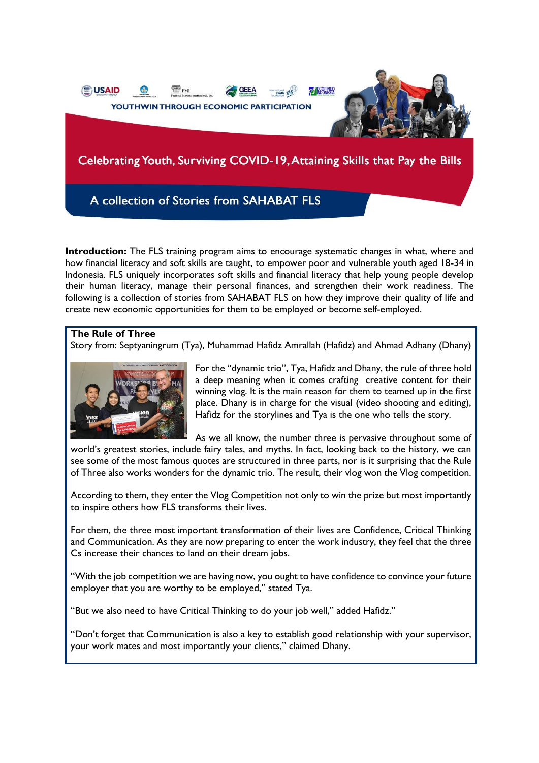YOUTHWIN THROUGH ECONOMIC PARTICIPATION

# Celebrating Youth, Surviving COVID-19, Attaining Skills that Pay the Bills

## A collection of Stories from SAHABAT FLS

**Introduction:** The FLS training program aims to encourage systematic changes in what, where and how financial literacy and soft skills are taught, to empower poor and vulnerable youth aged 18-34 in Indonesia. FLS uniquely incorporates soft skills and financial literacy that help young people develop their human literacy, manage their personal finances, and strengthen their work readiness. The following is a collection of stories from SAHABAT FLS on how they improve their quality of life and create new economic opportunities for them to be employed or become self-employed.

### The Rule of Three

Story from: Septyaningrum (Tya), Muhammad Hafidz Amrallah (Hafidz) and Ahmad Adhany (Dhany)

For the "dynamic trio", Tya, Hafidz and Dhany, the rule of three hold a deep meaning when it comes crafting creative content for their winning vlog. It is the main reason for them to teamed up in the first place. Dhany is in charge for the visual (video shooting and editing), Hafidz for the storylines and Tya is the one who tells the story.

As we all know, the number three is pervasive throughout some of world's greatest stories, include fairy tales, and myths. In fact, looking back to the history, we can see some of the most famous quotes are structured in three parts, nor is it surprising that the Rule of Three also works wonders for the dynamic trio. The result, their vlog won the Vlog competition.

According to them, they enter the Vlog Competition not only to win the prize but most importantly to inspire others how FLS transforms their lives.

For them, the three most important transformation of their lives are Confidence, Critical Thinking and Communication. As they are now preparing to enter the work industry, they feel that the three Cs increase their chances to land on their dream jobs.

"With the job competition we are having now, you ought to have confidence to convince your future employer that you are worthy to be employed," stated Tya.

"But we also need to have Critical Thinking to do your job well," added Hafidz."

"Don't forget that Communication is also a key to establish good relationship with your supervisor, your work mates and most importantly your clients," claimed Dhany.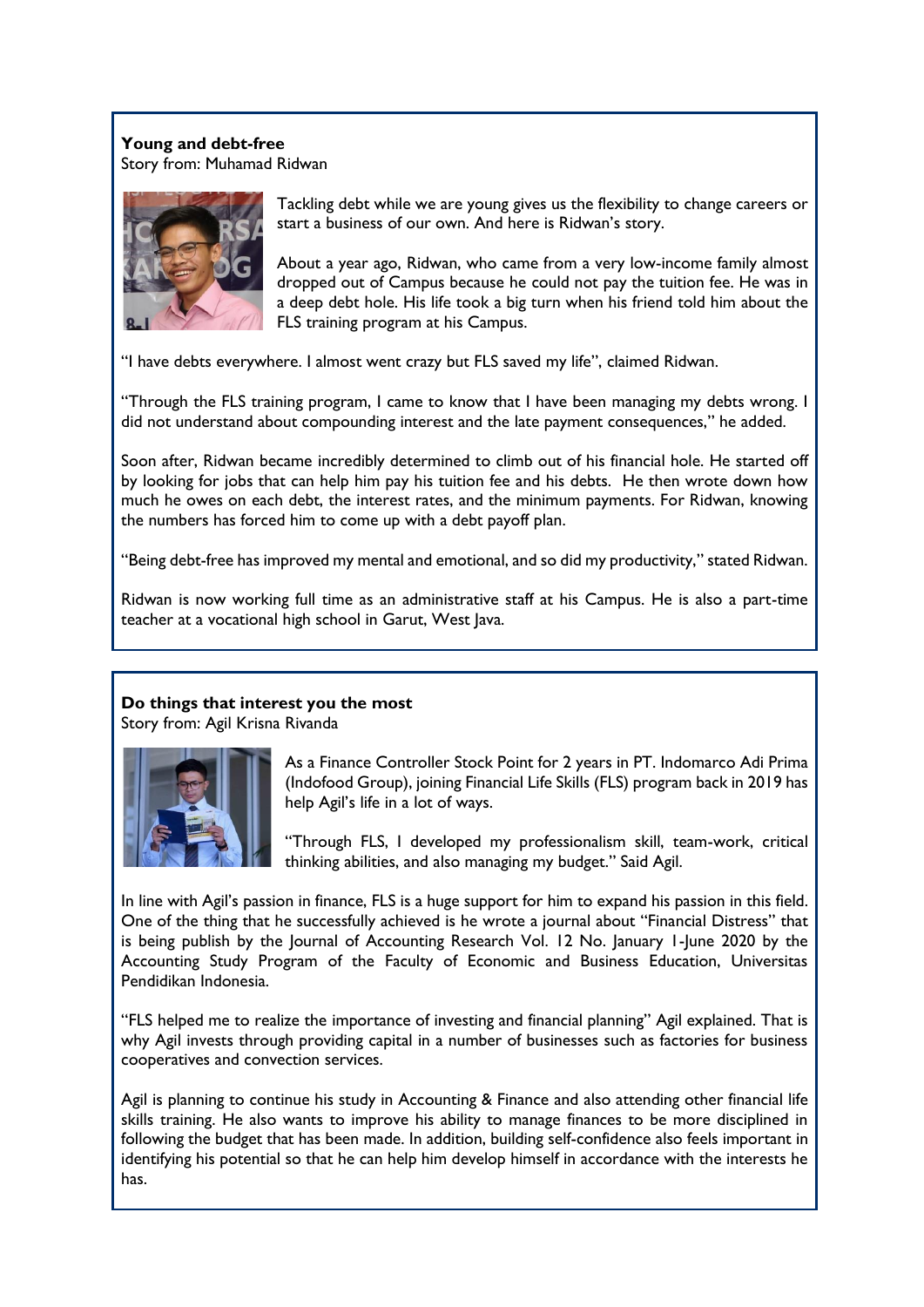**Young and debt-free**

Story from: Muhamad Ridwan

Tackling debt while we are young gives us the flexibility to change careers or start a business of our own. And here is Ridwan's story.

About a year ago, Ridwan, who came from a very low-income family almost dropped out of Campus because he could not pay the tuition fee. He was in a deep debt hole. His life took a big turn when his friend told him about the FLS training program at his Campus.

"I have debts everywhere. I almost went crazy but FLS saved my life", claimed Ridwan.

"Through the FLS training program, I came to know that I have been managing my debts wrong. I did not understand about compounding interest and the late payment consequences," he added.

Soon after, Ridwan became incredibly determined to climb out of his financial hole. He started off by looking for jobs that can help him pay his tuition fee and his debts. He then wrote down how much he owes on each debt, the interest rates, and the minimum payments. For Ridwan, knowing the numbers has forced him to come up with a debt payoff plan.

"Being debt-free has improved my mental and emotional, and so did my productivity," stated Ridwan.

Ridwan is now working full time as an administrative staff at his Campus. He is also a part-time teacher at a vocational high school in Garut, West Java.

**Do things that interest you the most**

Story from: Agil Krisna Rivanda

As a Finance Controller Stock Point for 2 years in PT. Indomarco Adi Prima (Indofood Group), joining Financial Life Skills (FLS) program back in 2019 has help Agil's life in a lot of ways.

"Through FLS, I developed my professionalism skill, team-work, critical thinking abilities, and also managing my budget." Said Agil.

In line with Agil's passion in finance, FLS is a huge support for him to expand his passion in this field. One of the thing that he successfully achieved is he wrote a journal about "Financial Distress" that is being publish by the Journal of Accounting Research Vol. 12 No. January 1-June 2020 by the Accounting Study Program of the Faculty of Economic and Business Education, Universitas Pendidikan Indonesia.

"FLS helped me to realize the importance of investing and financial planning" Agil explained. That is why Agil invests through providing capital in a number of businesses such as factories for business cooperatives and convection services.

Agil is planning to continue his study in Accounting & Finance and also attending other financial life skills training. He also wants to improve his ability to manage finances to be more disciplined in following the budget that has been made. In addition, building self-confidence also feels important in identifying his potential so that he can help him develop himself in accordance with the interests he has.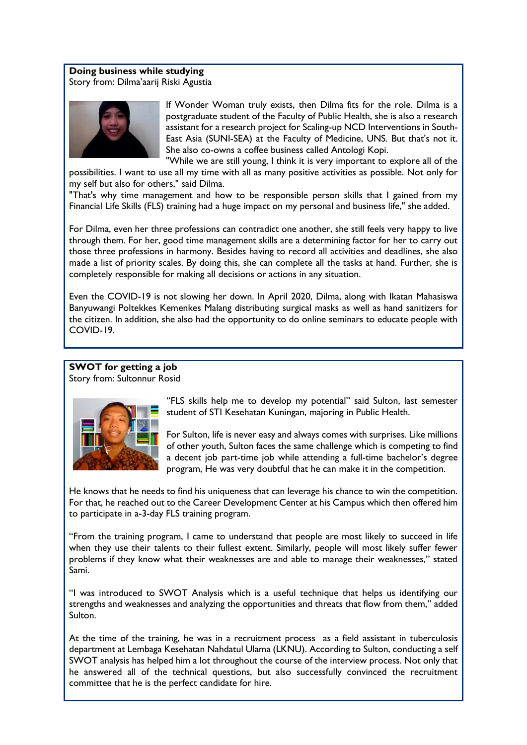**Doing business while studying**

Story from: Dilma'aarij Riski Agustia

If Wonder Woman truly exists, then Dilma fits for the role. Dilma is a postgraduate student of the Faculty of Public Health, she is also a research assistant for a research project for Scaling-up NCD Interventions in South-East Asia (SUNI-SEA) at the Faculty of Medicine, UNS. But that's not it. She also co-owns a coffee business called Antologi Kopi.

"While we are still young, I think it is very important to explore all of the possibilities. I want to use all my time with all as many positive activities as possible. Not only for my self but also for others," said Dilma.

"That's why time management and how to be responsible person skills that I gained from my Financial Life Skills (FLS) training had a huge impact on my personal and business life," she added.

For Dilma, even her three professions can contradict one another, she still feels very happy to live through them. For her, good time management skills are a determining factor for her to carry out those three professions in harmony. Besides having to record all activities and deadlines, she also made a list of priority scales. By doing this, she can complete all the tasks at hand. Further, she is completely responsible for making all decisions or actions in any situation.

Even the COVID-19 is not slowing her down. In April 2020, Dilma, along with Ikatan Mahasiswa Banyuwangi Poltekkes Kemenkes Malang distributing surgical masks as well as hand sanitizers for the citizen. In addition, she also had the opportunity to do online seminars to educate people with COVID-19.

**SWOT for getting a job**

Story from: Sultonnur Rosid

"FLS skills help me to develop my potential" said Sulton, last semester student of STI Kesehatan Kuningan, majoring in Public Health.

For Sulton, life is never easy and always comes with surprises. Like millions of other youth, Sulton faces the same challenge which is competing to find a decent job part-time job while attending a full-time bachelor's degree program, He was very doubtful that he can make it in the competition.

He knows that he needs to find his uniqueness that can leverage his chance to win the competition. For that, he reached out to the Career Development Center at his Campus which then offered him to participate in a-3-day FLS training program.

"From the training program, I came to understand that people are most likely to succeed in life when they use their talents to their fullest extent. Similarly, people will most likely suffer fewer problems if they know what their weaknesses are and able to manage their weaknesses," stated Sami.

"I was introduced to SWOT Analysis which is a useful technique that helps us identifying our strengths and weaknesses and analyzing the opportunities and threats that flow from them," added Sulton.

At the time of the training, he was in a recruitment process as a field assistant in tuberculosis department at Lembaga Kesehatan Nahdatul Ulama (LKNU). According to Sulton, conducting a self SWOT analysis has helped him a lot throughout the course of the interview process. Not only that he answered all of the technical questions, but also successfully convinced the recruitment committee that he is the perfect candidate for hire.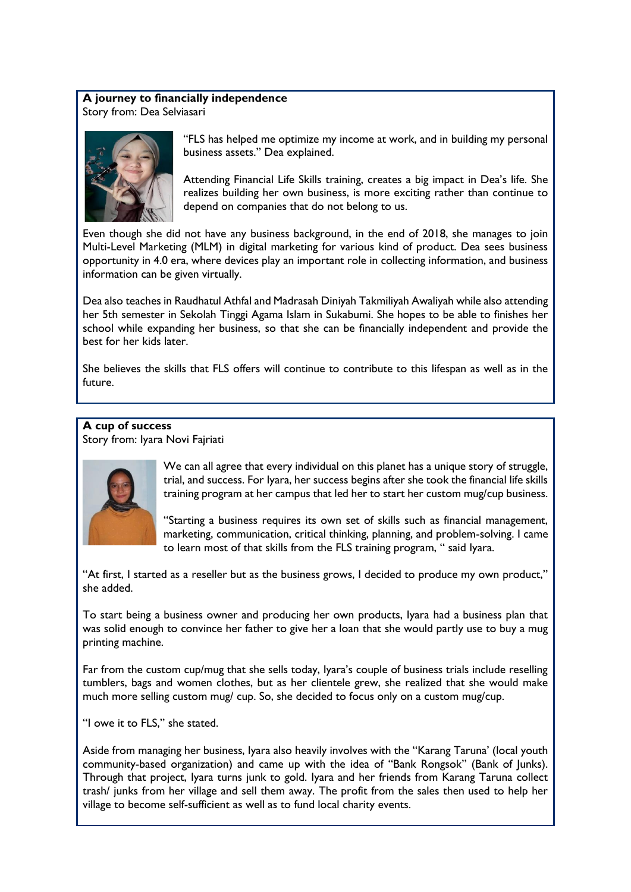**A journey to financially independence**
Story from: Dea Selviasari

"FLS has helped me optimize my income at work, and in building my personal business assets." Dea explained.

Attending Financial Life Skills training, creates a big impact in Dea's life. She realizes building her own business, is more exciting rather than continue to depend on companies that do not belong to us.

Even though she did not have any business background, in the end of 2018, she manages to join Multi-Level Marketing (MLM) in digital marketing for various kind of product. Dea sees business opportunity in 4.0 era, where devices play an important role in collecting information, and business information can be given virtually.

Dea also teaches in Raudhatul Athfal and Madrasah Diniyah Takmiliyah Awaliyah while also attending her 5th semester in Sekolah Tinggi Agama Islam in Sukabumi. She hopes to be able to finishes her school while expanding her business, so that she can be financially independent and provide the best for her kids later.

She believes the skills that FLS offers will continue to contribute to this lifespan as well as in the future.

**A cup of success**
Story from: Iyara Novi Fajriati

We can all agree that every individual on this planet has a unique story of struggle, trial, and success. For Iyara, her success begins after she took the financial life skills training program at her campus that led her to start her custom mug/cup business.

"Starting a business requires its own set of skills such as financial management, marketing, communication, critical thinking, planning, and problem-solving. I came to learn most of that skills from the FLS training program, " said Iyara.

"At first, I started as a reseller but as the business grows, I decided to produce my own product," she added.

To start being a business owner and producing her own products, Iyara had a business plan that was solid enough to convince her father to give her a loan that she would partly use to buy a mug printing machine.

Far from the custom cup/mug that she sells today, Iyara's couple of business trials include reselling tumblers, bags and women clothes, but as her clientele grew, she realized that she would make much more selling custom mug/ cup. So, she decided to focus only on a custom mug/cup.

"I owe it to FLS," she stated.

Aside from managing her business, Iyara also heavily involves with the "Karang Taruna' (local youth community-based organization) and came up with the idea of "Bank Rongsok" (Bank of Junks). Through that project, Iyara turns junk to gold. Iyara and her friends from Karang Taruna collect trash/ junks from her village and sell them away. The profit from the sales then used to help her village to become self-sufficient as well as to fund local charity events.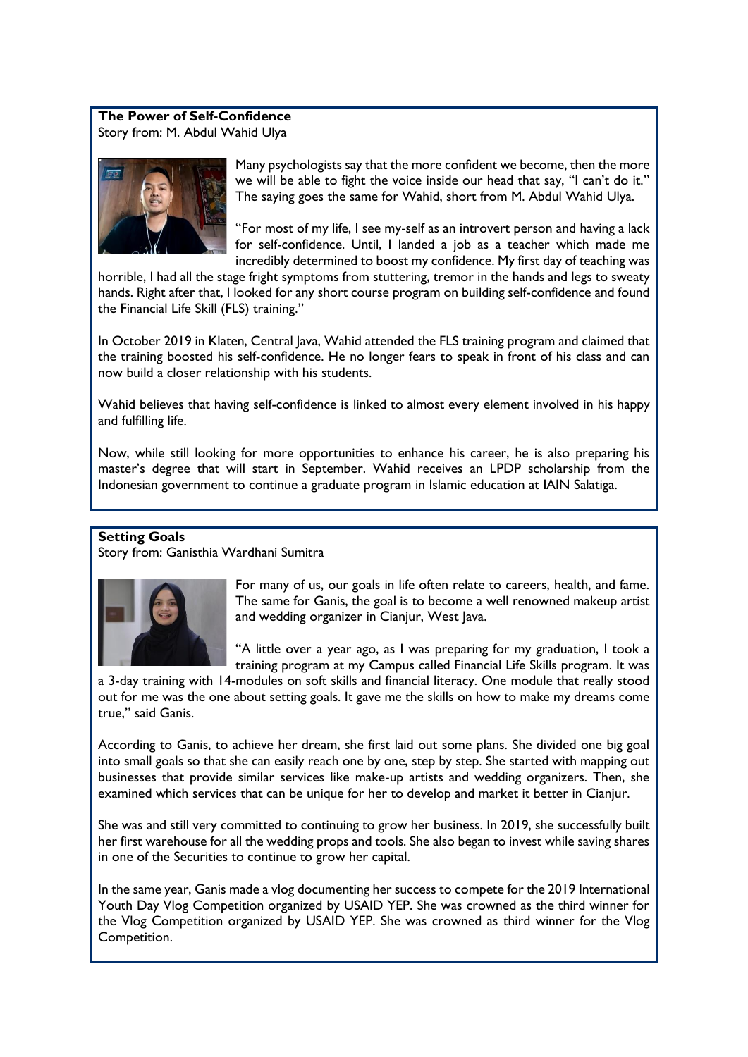**The Power of Self-Confidence**
Story from: M. Abdul Wahid Ulya

Many psychologists say that the more confident we become, then the more we will be able to fight the voice inside our head that say, "I can't do it." The saying goes the same for Wahid, short from M. Abdul Wahid Ulya.

"For most of my life, I see my-self as an introvert person and having a lack for self-confidence. Until, I landed a job as a teacher which made me incredibly determined to boost my confidence. My first day of teaching was horrible, I had all the stage fright symptoms from stuttering, tremor in the hands and legs to sweaty hands. Right after that, I looked for any short course program on building self-confidence and found the Financial Life Skill (FLS) training."

In October 2019 in Klaten, Central Java, Wahid attended the FLS training program and claimed that the training boosted his self-confidence. He no longer fears to speak in front of his class and can now build a closer relationship with his students.

Wahid believes that having self-confidence is linked to almost every element involved in his happy and fulfilling life.

Now, while still looking for more opportunities to enhance his career, he is also preparing his master's degree that will start in September. Wahid receives an LPDP scholarship from the Indonesian government to continue a graduate program in Islamic education at IAIN Salatiga.

**Setting Goals**
Story from: Ganisthia Wardhani Sumitra

For many of us, our goals in life often relate to careers, health, and fame. The same for Ganis, the goal is to become a well renowned makeup artist and wedding organizer in Cianjur, West Java.

"A little over a year ago, as I was preparing for my graduation, I took a training program at my Campus called Financial Life Skills program. It was a 3-day training with 14-modules on soft skills and financial literacy. One module that really stood out for me was the one about setting goals. It gave me the skills on how to make my dreams come true," said Ganis.

According to Ganis, to achieve her dream, she first laid out some plans. She divided one big goal into small goals so that she can easily reach one by one, step by step. She started with mapping out businesses that provide similar services like make-up artists and wedding organizers. Then, she examined which services that can be unique for her to develop and market it better in Cianjur.

She was and still very committed to continuing to grow her business. In 2019, she successfully built her first warehouse for all the wedding props and tools. She also began to invest while saving shares in one of the Securities to continue to grow her capital.

In the same year, Ganis made a vlog documenting her success to compete for the 2019 International Youth Day Vlog Competition organized by USAID YEP. She was crowned as the third winner for the Vlog Competition organized by USAID YEP. She was crowned as third winner for the Vlog Competition.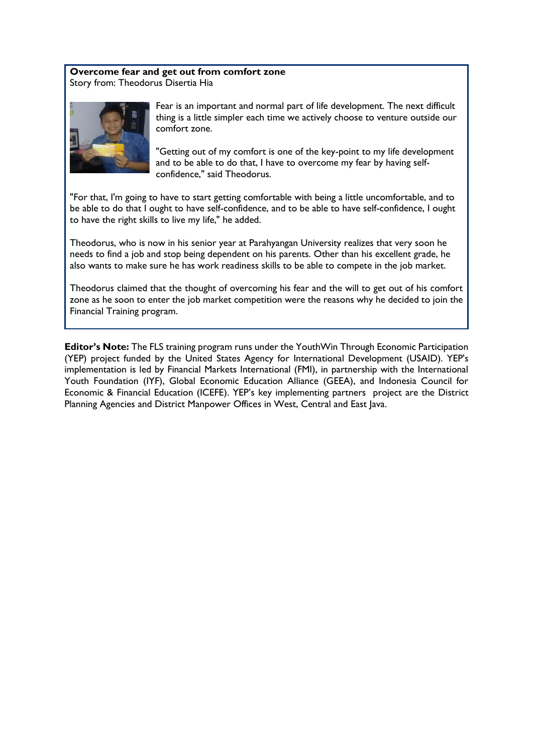**Overcome fear and get out from comfort zone**

Story from: Theodorus Disertia Hia

Fear is an important and normal part of life development. The next difficult thing is a little simpler each time we actively choose to venture outside our comfort zone.

"Getting out of my comfort is one of the key-point to my life development and to be able to do that, I have to overcome my fear by having self-confidence," said Theodorus.

"For that, I'm going to have to start getting comfortable with being a little uncomfortable, and to be able to do that I ought to have self-confidence, and to be able to have self-confidence, I ought to have the right skills to live my life," he added.

Theodorus, who is now in his senior year at Parahyangan University realizes that very soon he needs to find a job and stop being dependent on his parents. Other than his excellent grade, he also wants to make sure he has work readiness skills to be able to compete in the job market.

Theodorus claimed that the thought of overcoming his fear and the will to get out of his comfort zone as he soon to enter the job market competition were the reasons why he decided to join the Financial Training program.

**Editor's Note:** The FLS training program runs under the YouthWin Through Economic Participation (YEP) project funded by the United States Agency for International Development (USAID). YEP's implementation is led by Financial Markets International (FMI), in partnership with the International Youth Foundation (IYF), Global Economic Education Alliance (GEEA), and Indonesia Council for Economic & Financial Education (ICEFE). YEP's key implementing partners project are the District Planning Agencies and District Manpower Offices in West, Central and East Java.